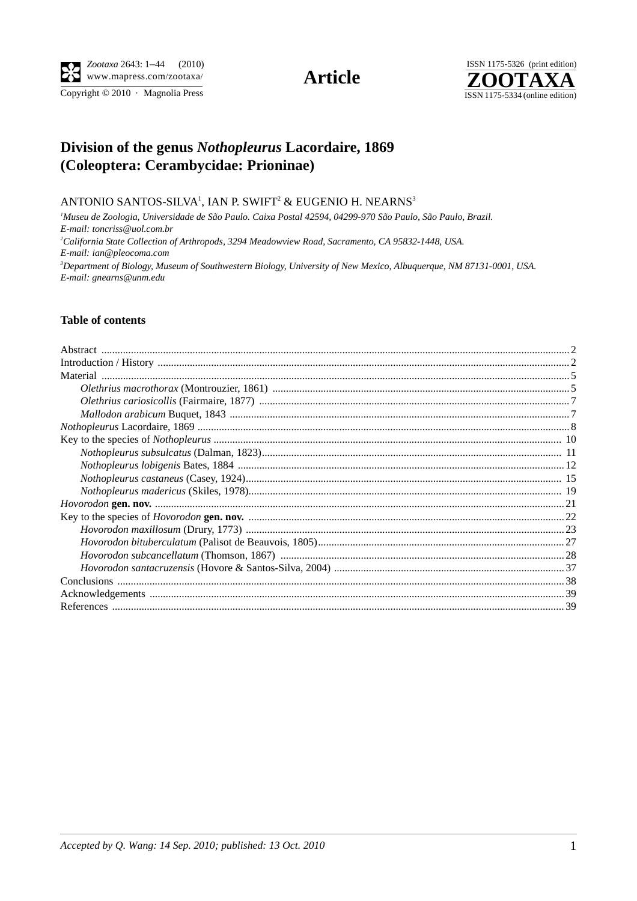**Article**

# Division of the genus *Nothopleurus* Lacordaire, 1869 (Coleoptera: Cerambycidae: Prioninae)

ANTONIO SANTOS-SILVA[1], IAN P. SWIFT[2] & EUGENIO H. NEARNS[3]

[1]*Museu de Zoologia, Universidade de São Paulo. Caixa Postal 42594, 04299-970 São Paulo, São Paulo, Brazil. E-mail: toncriss@uol.com.br*

[2]*California State Collection of Arthropods, 3294 Meadowview Road, Sacramento, CA 95832-1448, USA. E-mail: ian@pleocoma.com*

[3]*Department of Biology, Museum of Southwestern Biology, University of New Mexico, Albuquerque, NM 87131-0001, USA. E-mail: gnearns@unm.edu*

## Table of contents

- Abstract ... 2
- Introduction / History ... 2
- Material ... 5
    - *Olethrius macrothorax* (Montrouzier, 1861) ... 5
    - *Olethrius cariosicollis* (Fairmaire, 1877) ... 7
    - *Mallodon arabicum* Buquet, 1843 ... 7
- *Nothopleurus* Lacordaire, 1869 ... 8
- Key to the species of *Nothopleurus* ... 10
    - *Nothopleurus subsulcatus* (Dalman, 1823) ... 11
    - *Nothopleurus lobigenis* Bates, 1884 ... 12
    - *Nothopleurus castaneus* (Casey, 1924) ... 15
    - *Nothopleurus madericus* (Skiles, 1978) ... 19
- *Hovorodon* **gen. nov.** ... 21
- Key to the species of *Hovorodon* **gen. nov.** ... 22
    - *Hovorodon maxillosum* (Drury, 1773) ... 23
    - *Hovorodon bituberculatum* (Palisot de Beauvois, 1805) ... 27
    - *Hovorodon subcancellatum* (Thomson, 1867) ... 28
    - *Hovorodon santacruzensis* (Hovore & Santos-Silva, 2004) ... 37
- Conclusions ... 38
- Acknowledgements ... 39
- References ... 39

*Accepted by Q. Wang: 14 Sep. 2010; published: 13 Oct. 2010*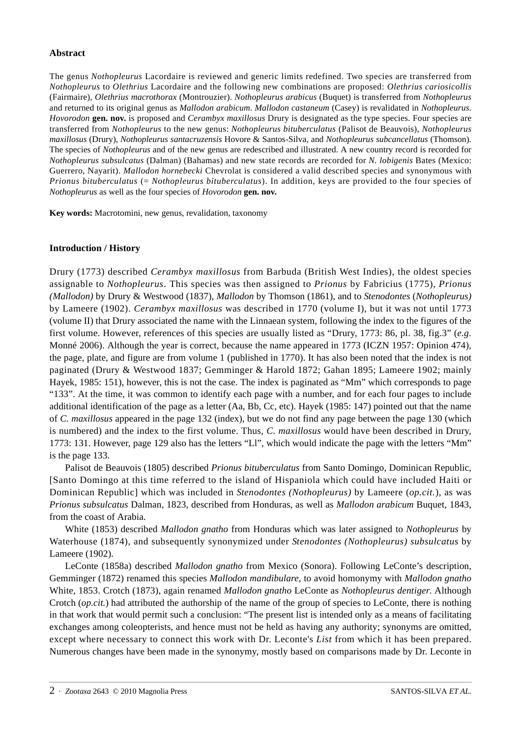**Abstract**

The genus *Nothopleurus* Lacordaire is reviewed and generic limits redefined. Two species are transferred from *Nothopleurus* to *Olethrius* Lacordaire and the following new combinations are proposed: *Olethrius cariosicollis* (Fairmaire), *Olethrius macrothorax* (Montrouzier). *Nothopleurus arabicus* (Buquet) is transferred from *Nothopleurus* and returned to its original genus as *Mallodon arabicum*. *Mallodon castaneum* (Casey) is revalidated in *Nothopleurus*. *Hovorodon* **gen. nov.** is proposed and *Cerambyx maxillosus* Drury is designated as the type species. Four species are transferred from *Nothopleurus* to the new genus: *Nothopleurus bituberculatus* (Palisot de Beauvois), *Nothopleurus maxillosus* (Drury), *Nothopleurus santacruzensis* Hovore & Santos-Silva, and *Nothopleurus subcancellatus* (Thomson). The species of *Nothopleurus* and of the new genus are redescribed and illustrated. A new country record is recorded for *Nothopleurus subsulcatus* (Dalman) (Bahamas) and new state records are recorded for *N. lobigenis* Bates (Mexico: Guerrero, Nayarit). *Mallodon hornebecki* Chevrolat is considered a valid described species and synonymous with *Prionus bituberculatus* (= *Nothopleurus bituberculatus*). In addition, keys are provided to the four species of *Nothopleurus* as well as the four species of *Hovorodon* **gen. nov.**

**Key words:** Macrotomini, new genus, revalidation, taxonomy

**Introduction / History**

Drury (1773) described *Cerambyx maxillosus* from Barbuda (British West Indies), the oldest species assignable to *Nothopleurus*. This species was then assigned to *Prionus* by Fabricius (1775), *Prionus (Mallodon)* by Drury & Westwood (1837), *Mallodon* by Thomson (1861), and to *Stenodontes* (*Nothopleurus)* by Lameere (1902). *Cerambyx maxillosus* was described in 1770 (volume I), but it was not until 1773 (volume II) that Drury associated the name with the Linnaean system, following the index to the figures of the first volume. However, references of this species are usually listed as "Drury, 1773: 86, pl. 38, fig.3" (*e.g.* Monné 2006). Although the year is correct, because the name appeared in 1773 (ICZN 1957: Opinion 474), the page, plate, and figure are from volume 1 (published in 1770). It has also been noted that the index is not paginated (Drury & Westwood 1837; Gemminger & Harold 1872; Gahan 1895; Lameere 1902; mainly Hayek, 1985: 151), however, this is not the case. The index is paginated as "Mm" which corresponds to page "133". At the time, it was common to identify each page with a number, and for each four pages to include additional identification of the page as a letter (Aa, Bb, Cc, etc). Hayek (1985: 147) pointed out that the name of *C. maxillosus* appeared in the page 132 (index), but we do not find any page between the page 130 (which is numbered) and the index to the first volume. Thus, *C. maxillosus* would have been described in Drury, 1773: 131. However, page 129 also has the letters "Ll", which would indicate the page with the letters "Mm" is the page 133.

Palisot de Beauvois (1805) described *Prionus bituberculatus* from Santo Domingo, Dominican Republic, [Santo Domingo at this time referred to the island of Hispaniola which could have included Haiti or Dominican Republic] which was included in *Stenodontes (Nothopleurus)* by Lameere (*op.cit.*), as was *Prionus subsulcatus* Dalman, 1823, described from Honduras, as well as *Mallodon arabicum* Buquet, 1843, from the coast of Arabia.

White (1853) described *Mallodon gnatho* from Honduras which was later assigned to *Nothopleurus* by Waterhouse (1874), and subsequently synonymized under *Stenodontes (Nothopleurus) subsulcatus* by Lameere (1902).

LeConte (1858a) described *Mallodon gnatho* from Mexico (Sonora). Following LeConte's description, Gemminger (1872) renamed this species *Mallodon mandibulare*, to avoid homonymy with *Mallodon gnatho* White, 1853. Crotch (1873), again renamed *Mallodon gnatho* LeConte as *Nothopleurus dentiger.* Although Crotch (*op.cit.*) had attributed the authorship of the name of the group of species to LeConte, there is nothing in that work that would permit such a conclusion: "The present list is intended only as a means of facilitating exchanges among coleopterists, and hence must not be held as having any authority; synonyms are omitted, except where necessary to connect this work with Dr. Leconte's *List* from which it has been prepared. Numerous changes have been made in the synonymy, mostly based on comparisons made by Dr. Leconte in